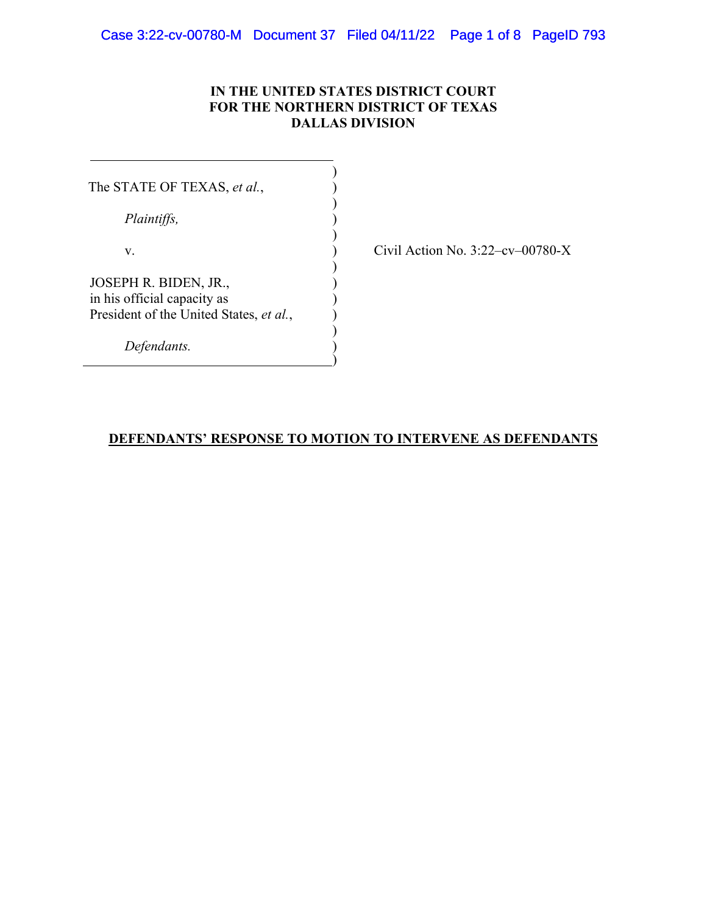IN THE UNITED STATES DISTRICT COURT
FOR THE NORTHERN DISTRICT OF TEXAS
DALLAS DIVISION

| | |
|---|---|
| The STATE OF TEXAS, *et al.*,<br><br>*Plaintiffs,*<br><br>v.<br><br>JOSEPH R. BIDEN, JR., in his official capacity as President of the United States, *et al.*,<br><br>*Defendants.* | Civil Action No. 3:22–cv–00780-X |

**DEFENDANTS' RESPONSE TO MOTION TO INTERVENE AS DEFENDANTS**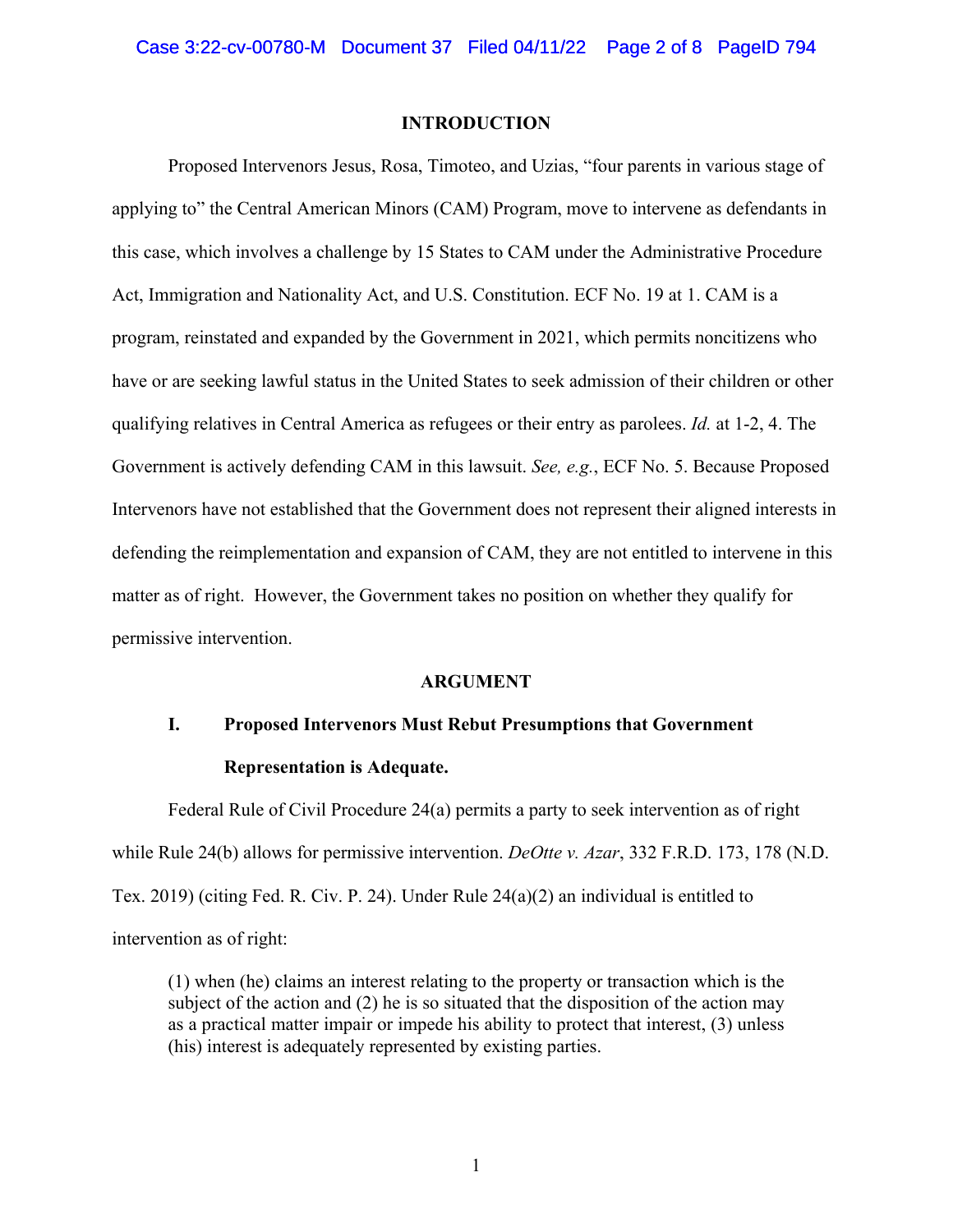## INTRODUCTION

Proposed Intervenors Jesus, Rosa, Timoteo, and Uzias, "four parents in various stage of applying to" the Central American Minors (CAM) Program, move to intervene as defendants in this case, which involves a challenge by 15 States to CAM under the Administrative Procedure Act, Immigration and Nationality Act, and U.S. Constitution. ECF No. 19 at 1. CAM is a program, reinstated and expanded by the Government in 2021, which permits noncitizens who have or are seeking lawful status in the United States to seek admission of their children or other qualifying relatives in Central America as refugees or their entry as parolees. *Id.* at 1-2, 4. The Government is actively defending CAM in this lawsuit. *See, e.g.*, ECF No. 5. Because Proposed Intervenors have not established that the Government does not represent their aligned interests in defending the reimplementation and expansion of CAM, they are not entitled to intervene in this matter as of right. However, the Government takes no position on whether they qualify for permissive intervention.

## ARGUMENT

### I. Proposed Intervenors Must Rebut Presumptions that Government Representation is Adequate.

Federal Rule of Civil Procedure 24(a) permits a party to seek intervention as of right while Rule 24(b) allows for permissive intervention. *DeOtte v. Azar*, 332 F.R.D. 173, 178 (N.D. Tex. 2019) (citing Fed. R. Civ. P. 24). Under Rule 24(a)(2) an individual is entitled to intervention as of right:

> (1) when (he) claims an interest relating to the property or transaction which is the subject of the action and (2) he is so situated that the disposition of the action may as a practical matter impair or impede his ability to protect that interest, (3) unless (his) interest is adequately represented by existing parties.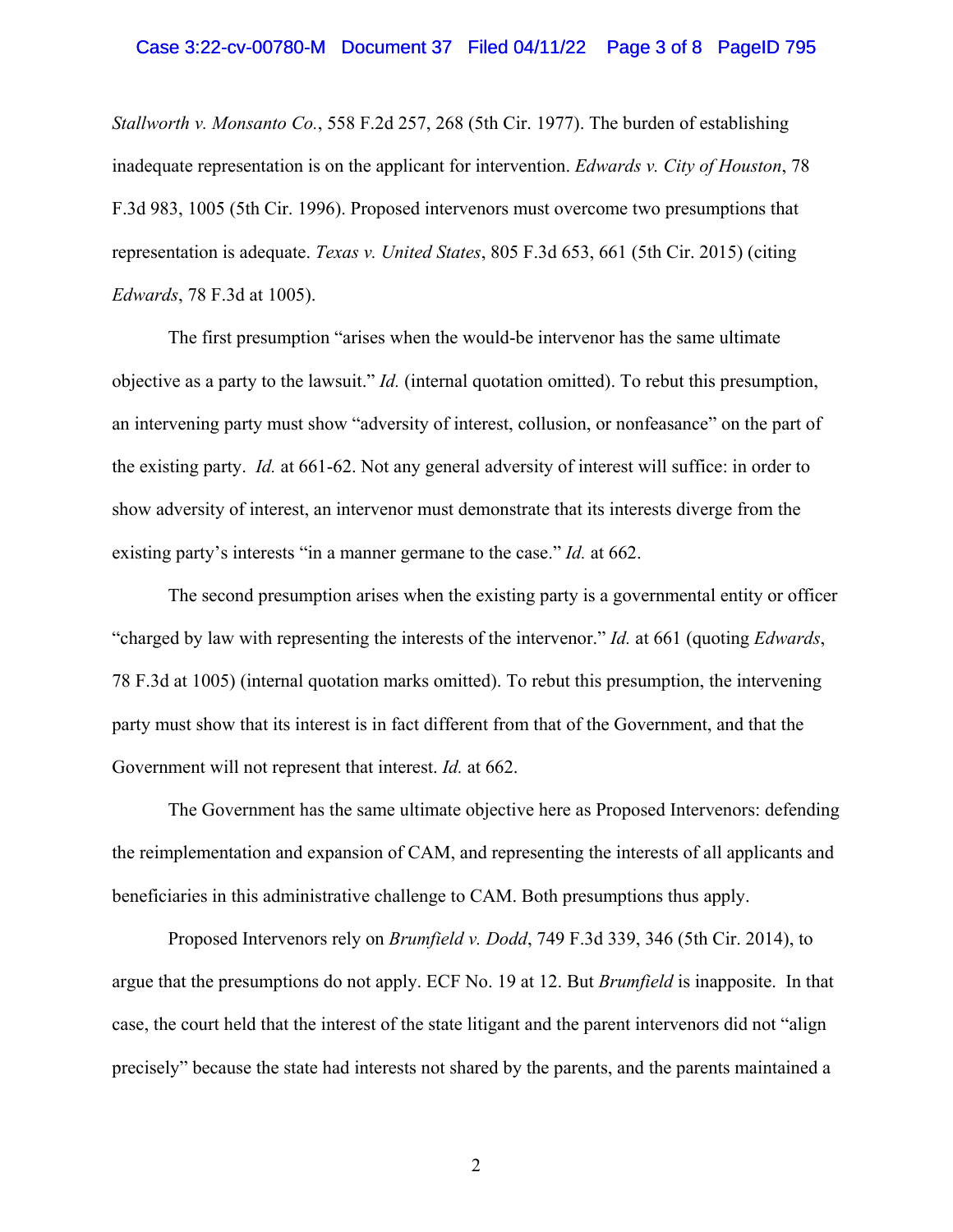*Stallworth v. Monsanto Co.*, 558 F.2d 257, 268 (5th Cir. 1977). The burden of establishing inadequate representation is on the applicant for intervention. *Edwards v. City of Houston*, 78 F.3d 983, 1005 (5th Cir. 1996). Proposed intervenors must overcome two presumptions that representation is adequate. *Texas v. United States*, 805 F.3d 653, 661 (5th Cir. 2015) (citing *Edwards*, 78 F.3d at 1005).

The first presumption "arises when the would-be intervenor has the same ultimate objective as a party to the lawsuit." *Id.* (internal quotation omitted). To rebut this presumption, an intervening party must show "adversity of interest, collusion, or nonfeasance" on the part of the existing party. *Id.* at 661-62. Not any general adversity of interest will suffice: in order to show adversity of interest, an intervenor must demonstrate that its interests diverge from the existing party's interests "in a manner germane to the case." *Id.* at 662.

The second presumption arises when the existing party is a governmental entity or officer "charged by law with representing the interests of the intervenor." *Id.* at 661 (quoting *Edwards*, 78 F.3d at 1005) (internal quotation marks omitted). To rebut this presumption, the intervening party must show that its interest is in fact different from that of the Government, and that the Government will not represent that interest. *Id.* at 662.

The Government has the same ultimate objective here as Proposed Intervenors: defending the reimplementation and expansion of CAM, and representing the interests of all applicants and beneficiaries in this administrative challenge to CAM. Both presumptions thus apply.

Proposed Intervenors rely on *Brumfield v. Dodd*, 749 F.3d 339, 346 (5th Cir. 2014), to argue that the presumptions do not apply. ECF No. 19 at 12. But *Brumfield* is inapposite. In that case, the court held that the interest of the state litigant and the parent intervenors did not "align precisely" because the state had interests not shared by the parents, and the parents maintained a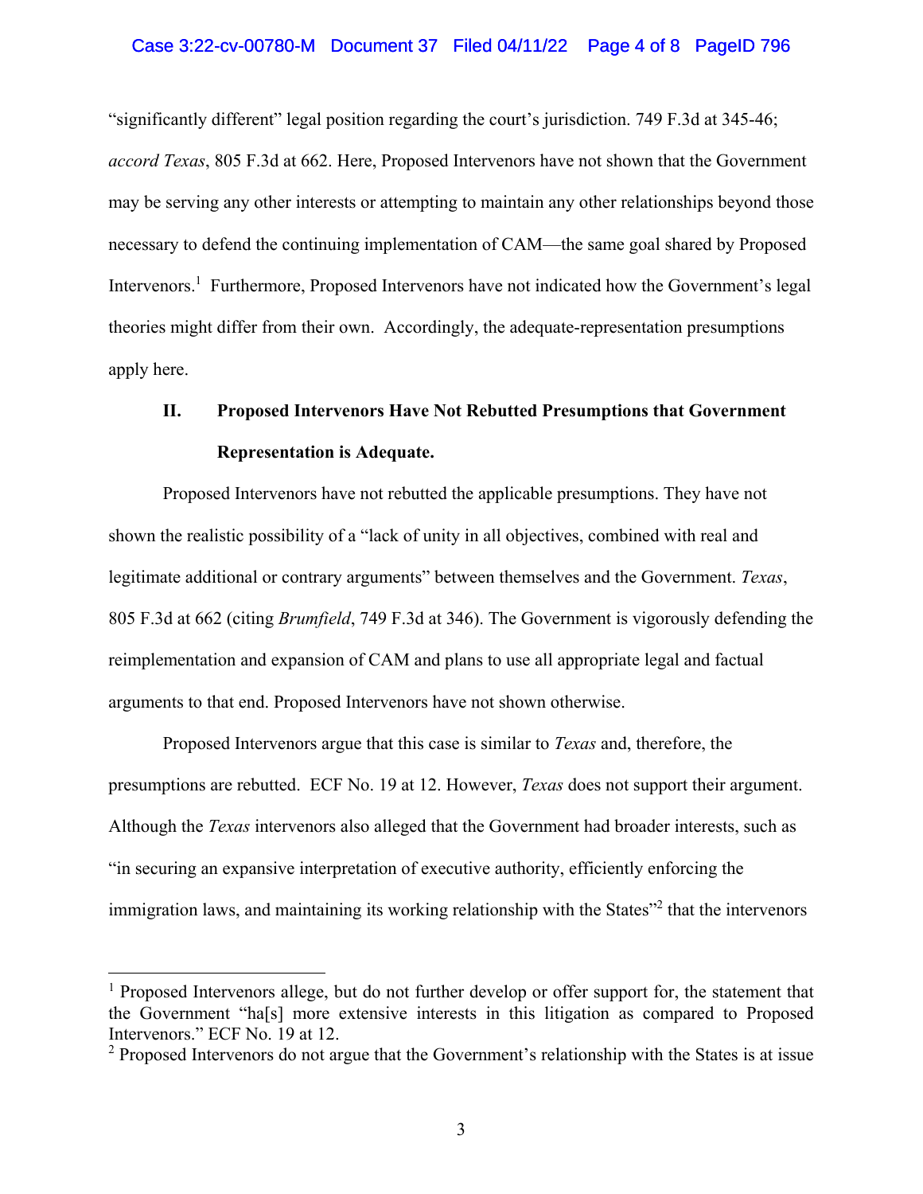"significantly different" legal position regarding the court's jurisdiction. 749 F.3d at 345-46; *accord Texas*, 805 F.3d at 662. Here, Proposed Intervenors have not shown that the Government may be serving any other interests or attempting to maintain any other relationships beyond those necessary to defend the continuing implementation of CAM—the same goal shared by Proposed Intervenors.[1] Furthermore, Proposed Intervenors have not indicated how the Government's legal theories might differ from their own. Accordingly, the adequate-representation presumptions apply here.

## II. Proposed Intervenors Have Not Rebutted Presumptions that Government Representation is Adequate.

Proposed Intervenors have not rebutted the applicable presumptions. They have not shown the realistic possibility of a "lack of unity in all objectives, combined with real and legitimate additional or contrary arguments" between themselves and the Government. *Texas*, 805 F.3d at 662 (citing *Brumfield*, 749 F.3d at 346). The Government is vigorously defending the reimplementation and expansion of CAM and plans to use all appropriate legal and factual arguments to that end. Proposed Intervenors have not shown otherwise.

Proposed Intervenors argue that this case is similar to *Texas* and, therefore, the presumptions are rebutted. ECF No. 19 at 12. However, *Texas* does not support their argument. Although the *Texas* intervenors also alleged that the Government had broader interests, such as "in securing an expansive interpretation of executive authority, efficiently enforcing the immigration laws, and maintaining its working relationship with the States"[2] that the intervenors

[1] Proposed Intervenors allege, but do not further develop or offer support for, the statement that the Government "ha[s] more extensive interests in this litigation as compared to Proposed Intervenors." ECF No. 19 at 12.

[2] Proposed Intervenors do not argue that the Government's relationship with the States is at issue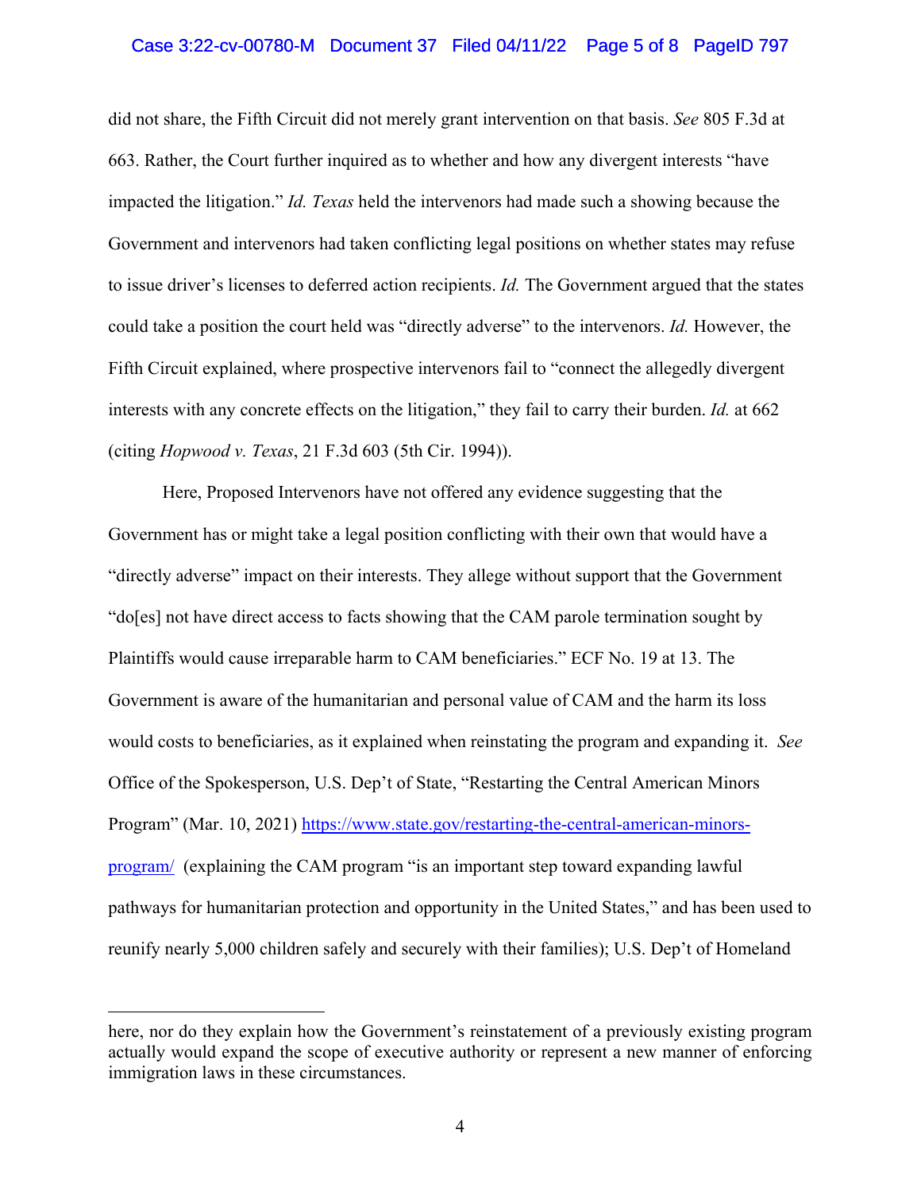did not share, the Fifth Circuit did not merely grant intervention on that basis. *See* 805 F.3d at 663. Rather, the Court further inquired as to whether and how any divergent interests "have impacted the litigation." *Id. Texas* held the intervenors had made such a showing because the Government and intervenors had taken conflicting legal positions on whether states may refuse to issue driver's licenses to deferred action recipients. *Id.* The Government argued that the states could take a position the court held was "directly adverse" to the intervenors. *Id.* However, the Fifth Circuit explained, where prospective intervenors fail to "connect the allegedly divergent interests with any concrete effects on the litigation," they fail to carry their burden. *Id.* at 662 (citing *Hopwood v. Texas*, 21 F.3d 603 (5th Cir. 1994)).

Here, Proposed Intervenors have not offered any evidence suggesting that the Government has or might take a legal position conflicting with their own that would have a "directly adverse" impact on their interests. They allege without support that the Government "do[es] not have direct access to facts showing that the CAM parole termination sought by Plaintiffs would cause irreparable harm to CAM beneficiaries." ECF No. 19 at 13. The Government is aware of the humanitarian and personal value of CAM and the harm its loss would costs to beneficiaries, as it explained when reinstating the program and expanding it. *See* Office of the Spokesperson, U.S. Dep't of State, "Restarting the Central American Minors Program" (Mar. 10, 2021) [https://www.state.gov/restarting-the-central-american-minors-program/](https://www.state.gov/restarting-the-central-american-minors-program/) (explaining the CAM program "is an important step toward expanding lawful pathways for humanitarian protection and opportunity in the United States," and has been used to reunify nearly 5,000 children safely and securely with their families); U.S. Dep't of Homeland

---

here, nor do they explain how the Government's reinstatement of a previously existing program actually would expand the scope of executive authority or represent a new manner of enforcing immigration laws in these circumstances.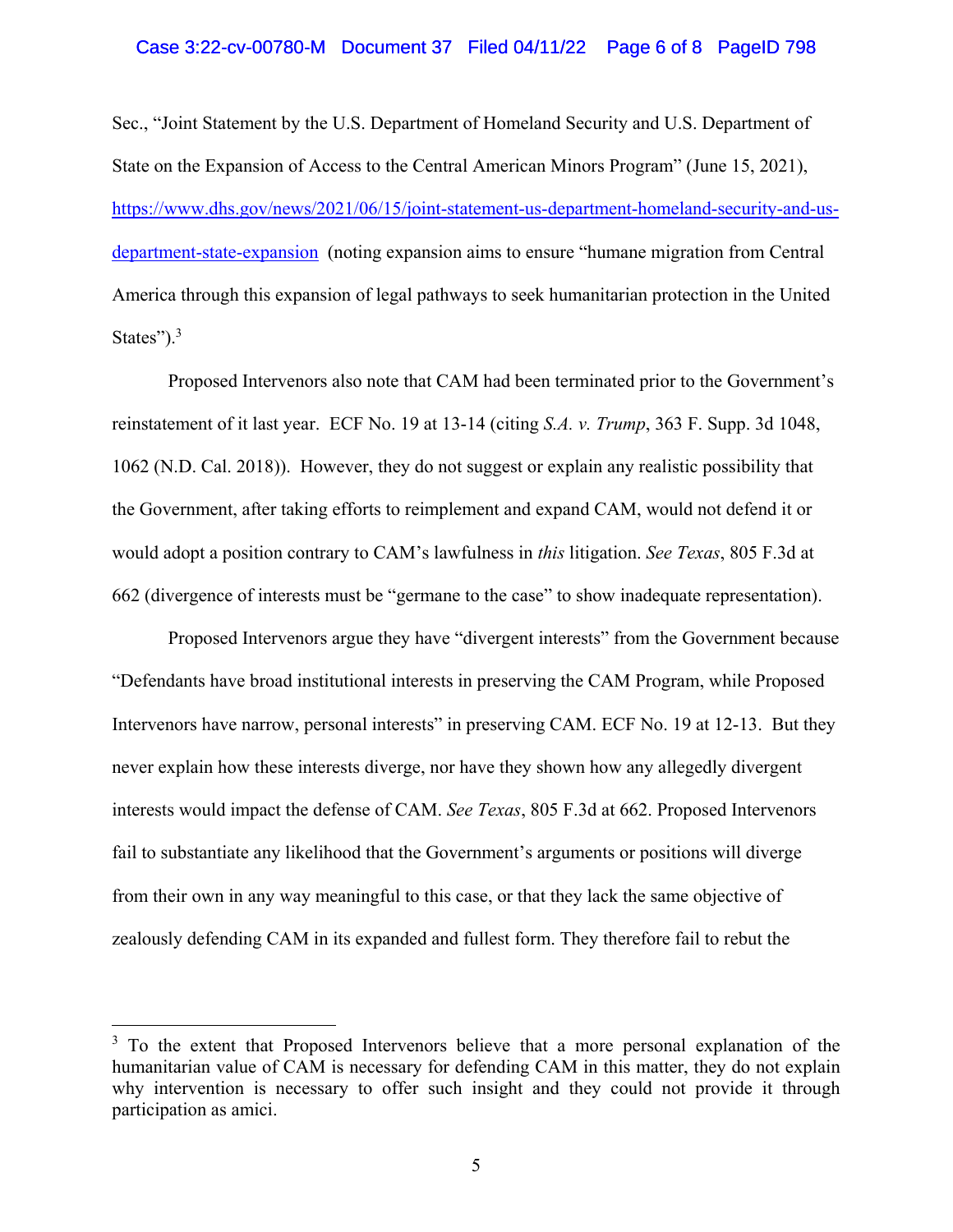Sec., "Joint Statement by the U.S. Department of Homeland Security and U.S. Department of State on the Expansion of Access to the Central American Minors Program" (June 15, 2021), https://www.dhs.gov/news/2021/06/15/joint-statement-us-department-homeland-security-and-us-department-state-expansion (noting expansion aims to ensure "humane migration from Central America through this expansion of legal pathways to seek humanitarian protection in the United States").[3]

Proposed Intervenors also note that CAM had been terminated prior to the Government's reinstatement of it last year. ECF No. 19 at 13-14 (citing *S.A. v. Trump*, 363 F. Supp. 3d 1048, 1062 (N.D. Cal. 2018)). However, they do not suggest or explain any realistic possibility that the Government, after taking efforts to reimplement and expand CAM, would not defend it or would adopt a position contrary to CAM's lawfulness in *this* litigation. *See Texas*, 805 F.3d at 662 (divergence of interests must be "germane to the case" to show inadequate representation).

Proposed Intervenors argue they have "divergent interests" from the Government because "Defendants have broad institutional interests in preserving the CAM Program, while Proposed Intervenors have narrow, personal interests" in preserving CAM. ECF No. 19 at 12-13. But they never explain how these interests diverge, nor have they shown how any allegedly divergent interests would impact the defense of CAM. *See Texas*, 805 F.3d at 662. Proposed Intervenors fail to substantiate any likelihood that the Government's arguments or positions will diverge from their own in any way meaningful to this case, or that they lack the same objective of zealously defending CAM in its expanded and fullest form. They therefore fail to rebut the

---

[3] To the extent that Proposed Intervenors believe that a more personal explanation of the humanitarian value of CAM is necessary for defending CAM in this matter, they do not explain why intervention is necessary to offer such insight and they could not provide it through participation as amici.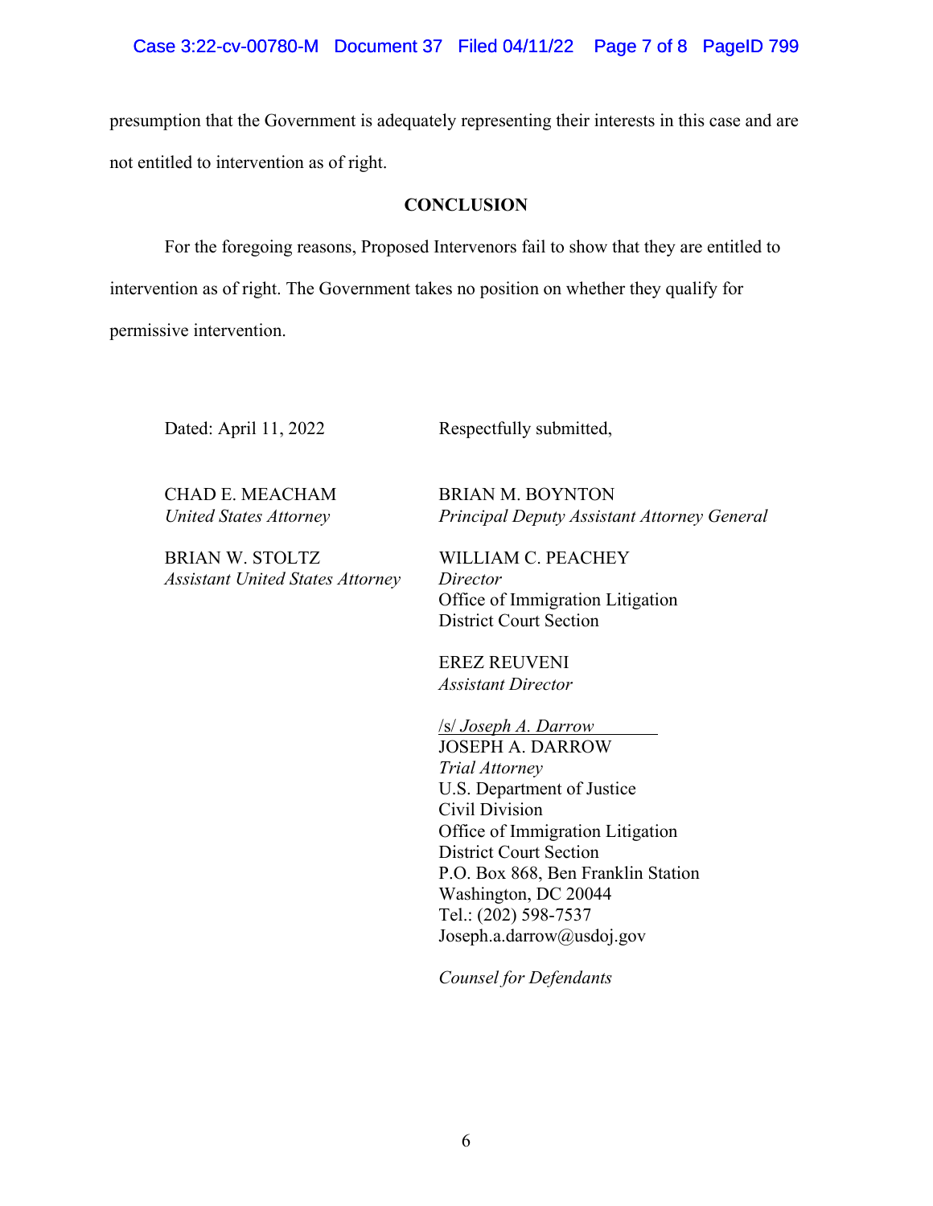presumption that the Government is adequately representing their interests in this case and are not entitled to intervention as of right.

## CONCLUSION

For the foregoing reasons, Proposed Intervenors fail to show that they are entitled to intervention as of right. The Government takes no position on whether they qualify for permissive intervention.

Dated: April 11, 2022

Respectfully submitted,

CHAD E. MEACHAM
*United States Attorney*

BRIAN W. STOLTZ
*Assistant United States Attorney*

BRIAN M. BOYNTON
*Principal Deputy Assistant Attorney General*

WILLIAM C. PEACHEY
*Director*
Office of Immigration Litigation
District Court Section

EREZ REUVENI
*Assistant Director*

/s/ *Joseph A. Darrow*
JOSEPH A. DARROW
*Trial Attorney*
U.S. Department of Justice
Civil Division
Office of Immigration Litigation
District Court Section
P.O. Box 868, Ben Franklin Station
Washington, DC 20044
Tel.: (202) 598-7537
Joseph.a.darrow@usdoj.gov

*Counsel for Defendants*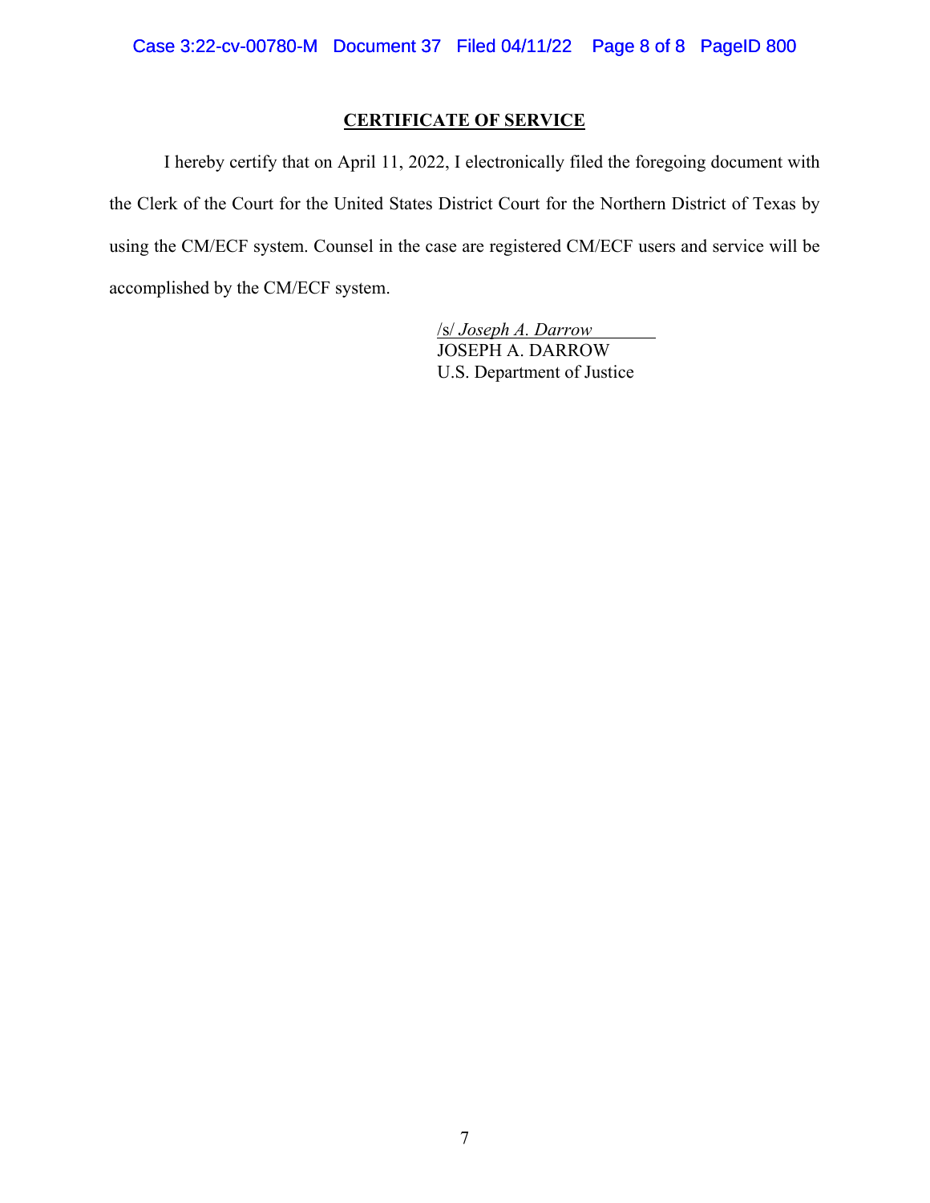## CERTIFICATE OF SERVICE

I hereby certify that on April 11, 2022, I electronically filed the foregoing document with the Clerk of the Court for the United States District Court for the Northern District of Texas by using the CM/ECF system. Counsel in the case are registered CM/ECF users and service will be accomplished by the CM/ECF system.

/s/ *Joseph A. Darrow*
JOSEPH A. DARROW
U.S. Department of Justice